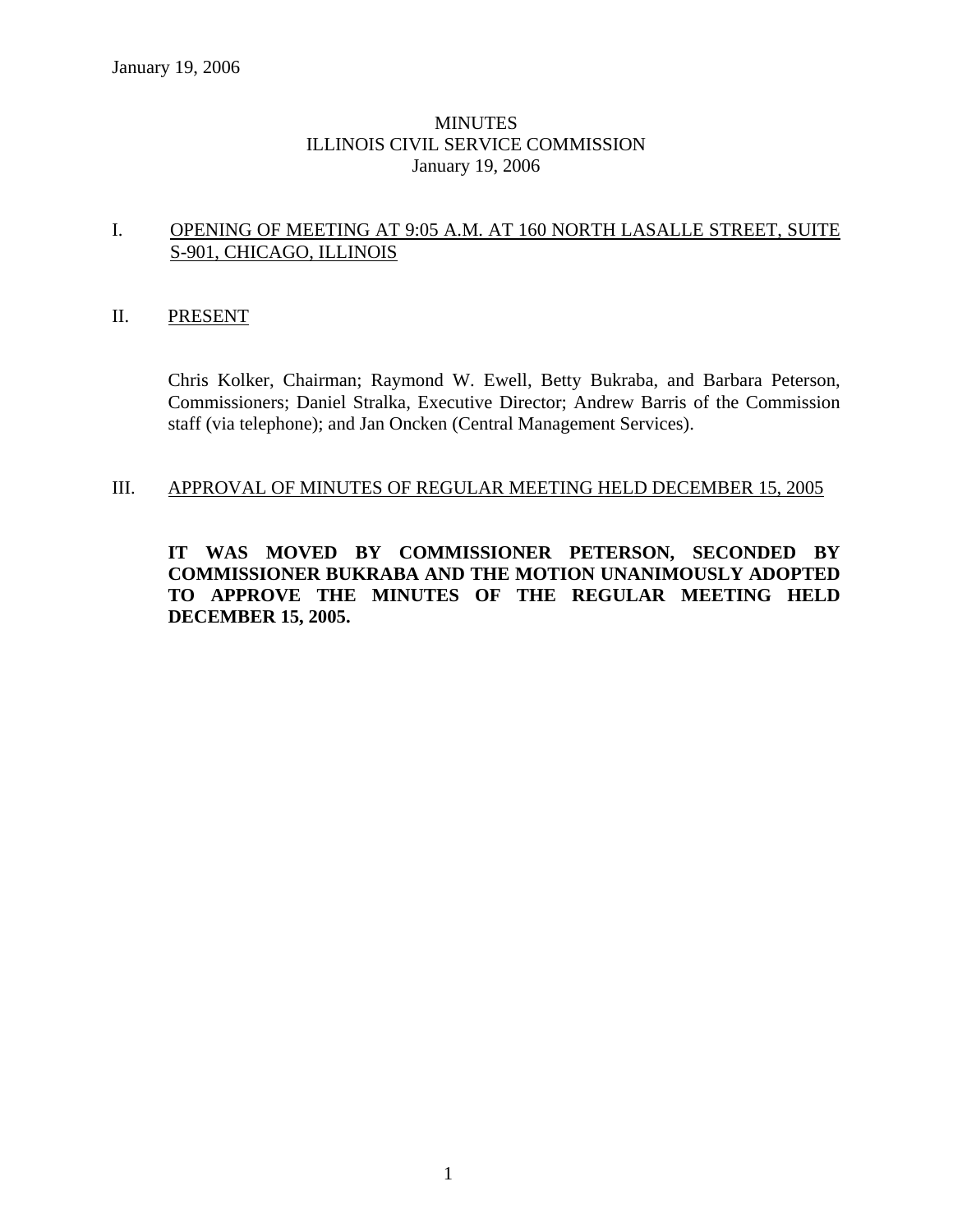January 19, 2006

# MINUTES
# ILLINOIS CIVIL SERVICE COMMISSION
# January 19, 2006

## I. OPENING OF MEETING AT 9:05 A.M. AT 160 NORTH LASALLE STREET, SUITE S-901, CHICAGO, ILLINOIS

## II. PRESENT

Chris Kolker, Chairman; Raymond W. Ewell, Betty Bukraba, and Barbara Peterson, Commissioners; Daniel Stralka, Executive Director; Andrew Barris of the Commission staff (via telephone); and Jan Oncken (Central Management Services).

## III. APPROVAL OF MINUTES OF REGULAR MEETING HELD DECEMBER 15, 2005

**IT WAS MOVED BY COMMISSIONER PETERSON, SECONDED BY COMMISSIONER BUKRABA AND THE MOTION UNANIMOUSLY ADOPTED TO APPROVE THE MINUTES OF THE REGULAR MEETING HELD DECEMBER 15, 2005.**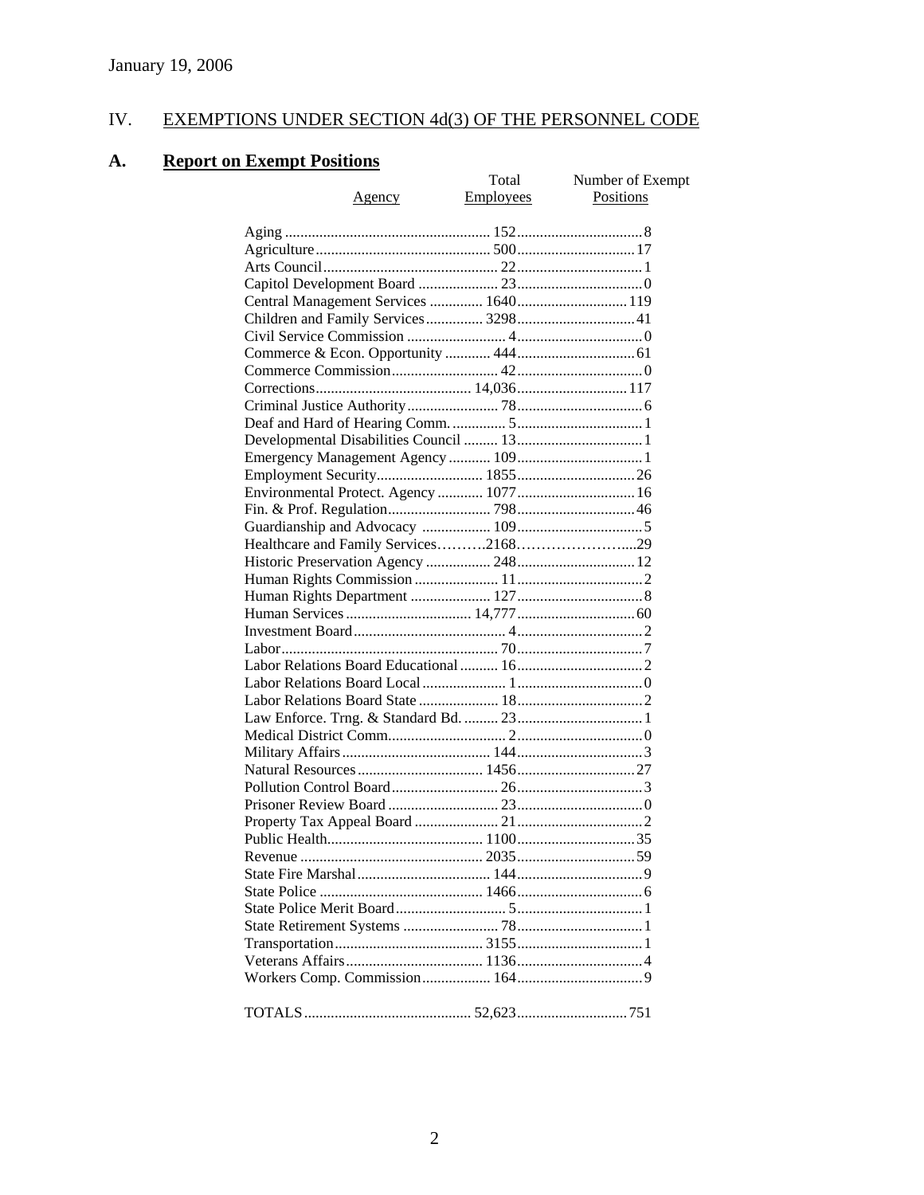January 19, 2006

# IV. EXEMPTIONS UNDER SECTION 4d(3) OF THE PERSONNEL CODE

## A. Report on Exempt Positions

| Agency | Total Employees | Number of Exempt Positions |
|---|---|---|
| Aging | 152 | 8 |
| Agriculture | 500 | 17 |
| Arts Council | 22 | 1 |
| Capitol Development Board | 23 | 0 |
| Central Management Services | 1640 | 119 |
| Children and Family Services | 3298 | 41 |
| Civil Service Commission | 4 | 0 |
| Commerce & Econ. Opportunity | 444 | 61 |
| Commerce Commission | 42 | 0 |
| Corrections | 14,036 | 117 |
| Criminal Justice Authority | 78 | 6 |
| Deaf and Hard of Hearing Comm. | 5 | 1 |
| Developmental Disabilities Council | 13 | 1 |
| Emergency Management Agency | 109 | 1 |
| Employment Security | 1855 | 26 |
| Environmental Protect. Agency | 1077 | 16 |
| Fin. & Prof. Regulation | 798 | 46 |
| Guardianship and Advocacy | 109 | 5 |
| Healthcare and Family Services | 2168 | 29 |
| Historic Preservation Agency | 248 | 12 |
| Human Rights Commission | 11 | 2 |
| Human Rights Department | 127 | 8 |
| Human Services | 14,777 | 60 |
| Investment Board | 4 | 2 |
| Labor | 70 | 7 |
| Labor Relations Board Educational | 16 | 2 |
| Labor Relations Board Local | 1 | 0 |
| Labor Relations Board State | 18 | 2 |
| Law Enforce. Trng. & Standard Bd. | 23 | 1 |
| Medical District Comm. | 2 | 0 |
| Military Affairs | 144 | 3 |
| Natural Resources | 1456 | 27 |
| Pollution Control Board | 26 | 3 |
| Prisoner Review Board | 23 | 0 |
| Property Tax Appeal Board | 21 | 2 |
| Public Health | 1100 | 35 |
| Revenue | 2035 | 59 |
| State Fire Marshal | 144 | 9 |
| State Police | 1466 | 6 |
| State Police Merit Board | 5 | 1 |
| State Retirement Systems | 78 | 1 |
| Transportation | 3155 | 1 |
| Veterans Affairs | 1136 | 4 |
| Workers Comp. Commission | 164 | 9 |
| TOTALS | 52,623 | 751 |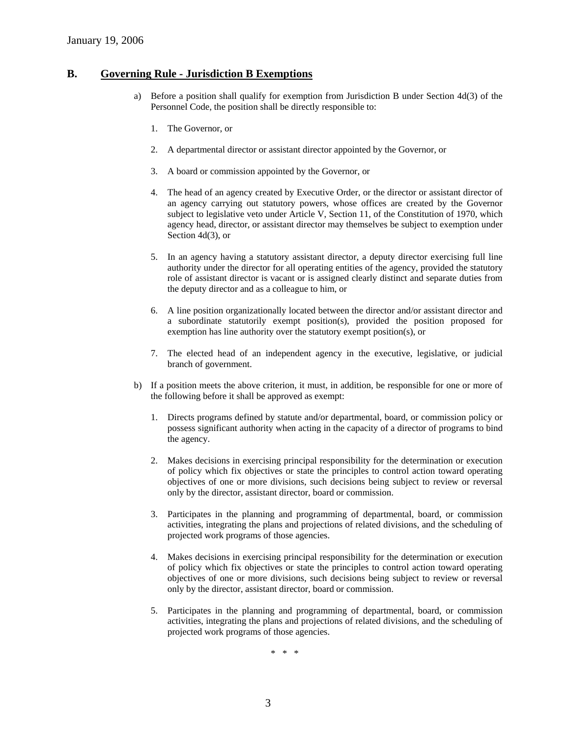## B. Governing Rule - Jurisdiction B Exemptions

a) Before a position shall qualify for exemption from Jurisdiction B under Section 4d(3) of the Personnel Code, the position shall be directly responsible to:

1. The Governor, or

2. A departmental director or assistant director appointed by the Governor, or

3. A board or commission appointed by the Governor, or

4. The head of an agency created by Executive Order, or the director or assistant director of an agency carrying out statutory powers, whose offices are created by the Governor subject to legislative veto under Article V, Section 11, of the Constitution of 1970, which agency head, director, or assistant director may themselves be subject to exemption under Section 4d(3), or

5. In an agency having a statutory assistant director, a deputy director exercising full line authority under the director for all operating entities of the agency, provided the statutory role of assistant director is vacant or is assigned clearly distinct and separate duties from the deputy director and as a colleague to him, or

6. A line position organizationally located between the director and/or assistant director and a subordinate statutorily exempt position(s), provided the position proposed for exemption has line authority over the statutory exempt position(s), or

7. The elected head of an independent agency in the executive, legislative, or judicial branch of government.

b) If a position meets the above criterion, it must, in addition, be responsible for one or more of the following before it shall be approved as exempt:

1. Directs programs defined by statute and/or departmental, board, or commission policy or possess significant authority when acting in the capacity of a director of programs to bind the agency.

2. Makes decisions in exercising principal responsibility for the determination or execution of policy which fix objectives or state the principles to control action toward operating objectives of one or more divisions, such decisions being subject to review or reversal only by the director, assistant director, board or commission.

3. Participates in the planning and programming of departmental, board, or commission activities, integrating the plans and projections of related divisions, and the scheduling of projected work programs of those agencies.

4. Makes decisions in exercising principal responsibility for the determination or execution of policy which fix objectives or state the principles to control action toward operating objectives of one or more divisions, such decisions being subject to review or reversal only by the director, assistant director, board or commission.

5. Participates in the planning and programming of departmental, board, or commission activities, integrating the plans and projections of related divisions, and the scheduling of projected work programs of those agencies.

\* \* \*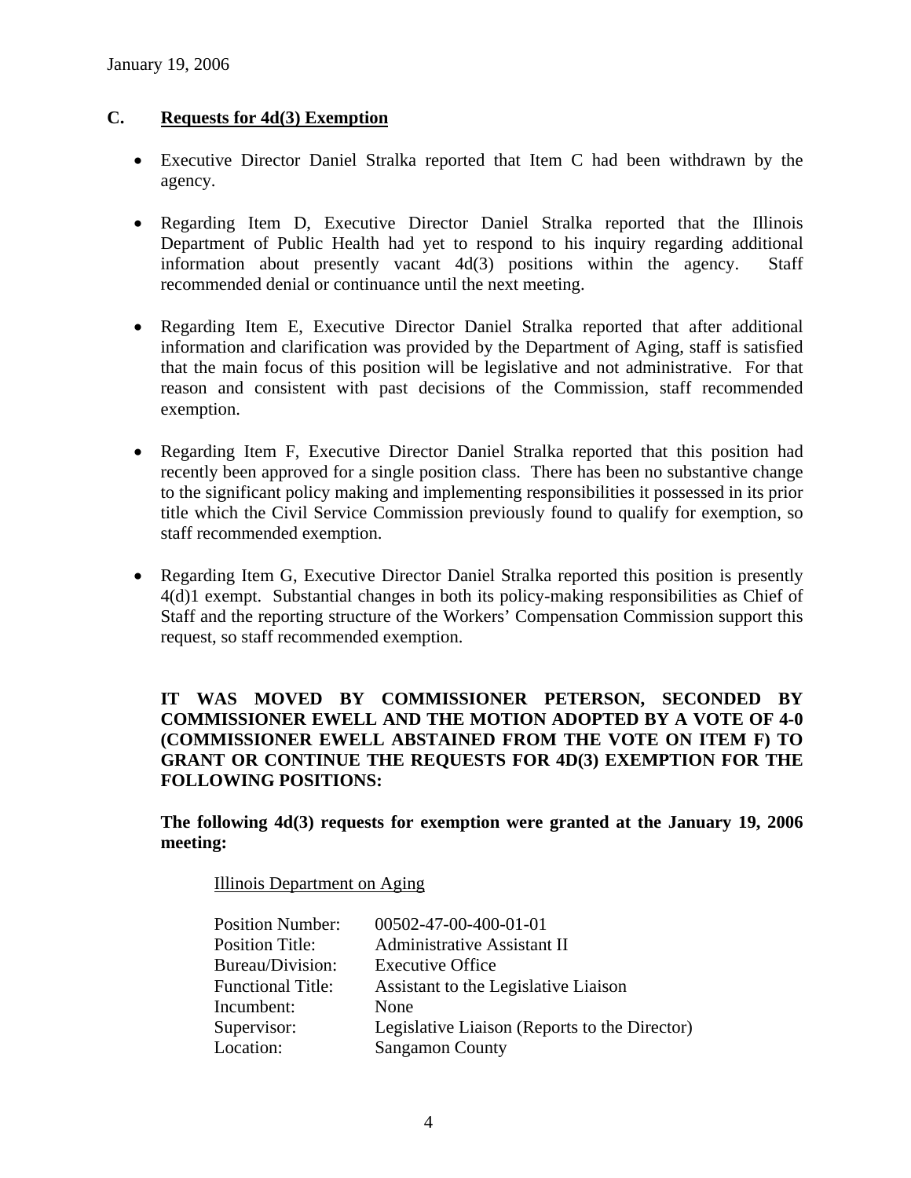January 19, 2006

## C. Requests for 4d(3) Exemption

- Executive Director Daniel Stralka reported that Item C had been withdrawn by the agency.
- Regarding Item D, Executive Director Daniel Stralka reported that the Illinois Department of Public Health had yet to respond to his inquiry regarding additional information about presently vacant 4d(3) positions within the agency. Staff recommended denial or continuance until the next meeting.
- Regarding Item E, Executive Director Daniel Stralka reported that after additional information and clarification was provided by the Department of Aging, staff is satisfied that the main focus of this position will be legislative and not administrative. For that reason and consistent with past decisions of the Commission, staff recommended exemption.
- Regarding Item F, Executive Director Daniel Stralka reported that this position had recently been approved for a single position class. There has been no substantive change to the significant policy making and implementing responsibilities it possessed in its prior title which the Civil Service Commission previously found to qualify for exemption, so staff recommended exemption.
- Regarding Item G, Executive Director Daniel Stralka reported this position is presently 4(d)1 exempt. Substantial changes in both its policy-making responsibilities as Chief of Staff and the reporting structure of the Workers' Compensation Commission support this request, so staff recommended exemption.

**IT WAS MOVED BY COMMISSIONER PETERSON, SECONDED BY COMMISSIONER EWELL AND THE MOTION ADOPTED BY A VOTE OF 4-0 (COMMISSIONER EWELL ABSTAINED FROM THE VOTE ON ITEM F) TO GRANT OR CONTINUE THE REQUESTS FOR 4D(3) EXEMPTION FOR THE FOLLOWING POSITIONS:**

**The following 4d(3) requests for exemption were granted at the January 19, 2006 meeting:**

Illinois Department on Aging

| | |
|---|---|
| Position Number: | 00502-47-00-400-01-01 |
| Position Title: | Administrative Assistant II |
| Bureau/Division: | Executive Office |
| Functional Title: | Assistant to the Legislative Liaison |
| Incumbent: | None |
| Supervisor: | Legislative Liaison (Reports to the Director) |
| Location: | Sangamon County |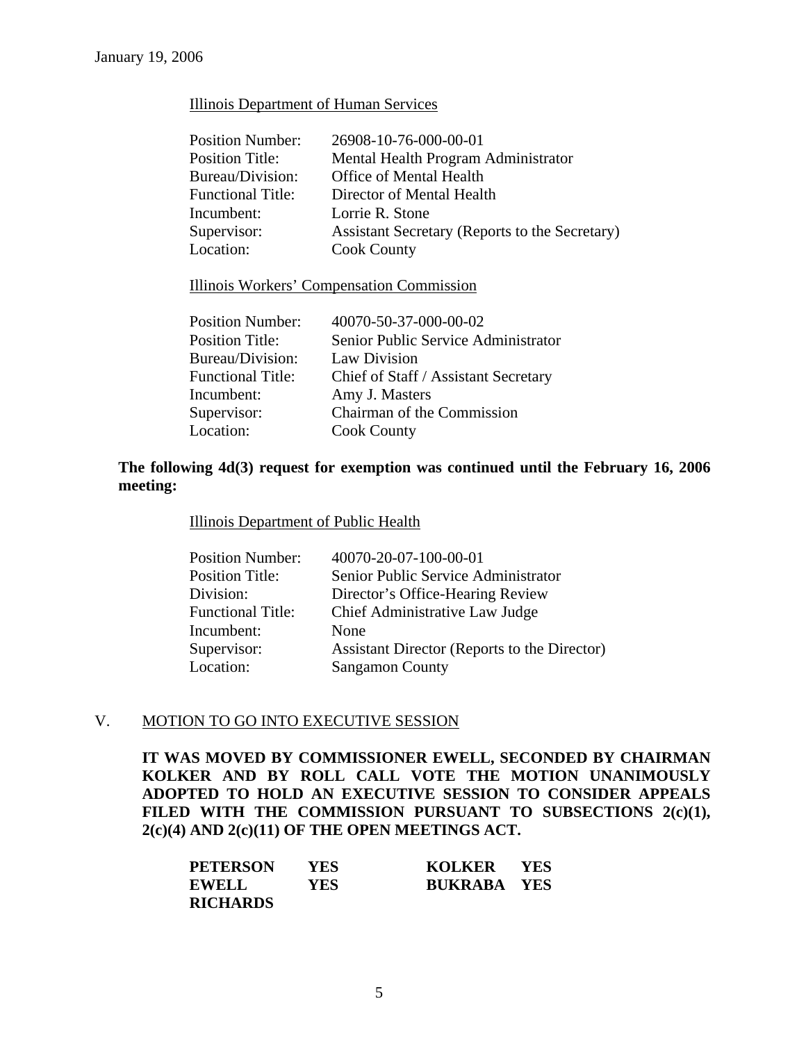January 19, 2006

Illinois Department of Human Services

| | |
|---|---|
| Position Number: | 26908-10-76-000-00-01 |
| Position Title: | Mental Health Program Administrator |
| Bureau/Division: | Office of Mental Health |
| Functional Title: | Director of Mental Health |
| Incumbent: | Lorrie R. Stone |
| Supervisor: | Assistant Secretary (Reports to the Secretary) |
| Location: | Cook County |

Illinois Workers' Compensation Commission

| | |
|---|---|
| Position Number: | 40070-50-37-000-00-02 |
| Position Title: | Senior Public Service Administrator |
| Bureau/Division: | Law Division |
| Functional Title: | Chief of Staff / Assistant Secretary |
| Incumbent: | Amy J. Masters |
| Supervisor: | Chairman of the Commission |
| Location: | Cook County |

**The following 4d(3) request for exemption was continued until the February 16, 2006 meeting:**

Illinois Department of Public Health

| | |
|---|---|
| Position Number: | 40070-20-07-100-00-01 |
| Position Title: | Senior Public Service Administrator |
| Division: | Director's Office-Hearing Review |
| Functional Title: | Chief Administrative Law Judge |
| Incumbent: | None |
| Supervisor: | Assistant Director (Reports to the Director) |
| Location: | Sangamon County |

V. MOTION TO GO INTO EXECUTIVE SESSION

**IT WAS MOVED BY COMMISSIONER EWELL, SECONDED BY CHAIRMAN KOLKER AND BY ROLL CALL VOTE THE MOTION UNANIMOUSLY ADOPTED TO HOLD AN EXECUTIVE SESSION TO CONSIDER APPEALS FILED WITH THE COMMISSION PURSUANT TO SUBSECTIONS 2(c)(1), 2(c)(4) AND 2(c)(11) OF THE OPEN MEETINGS ACT.**

| | | | |
|---|---|---|---|
| **PETERSON** | **YES** | **KOLKER** | **YES** |
| **EWELL** | **YES** | **BUKRABA** | **YES** |
| **RICHARDS** | | | |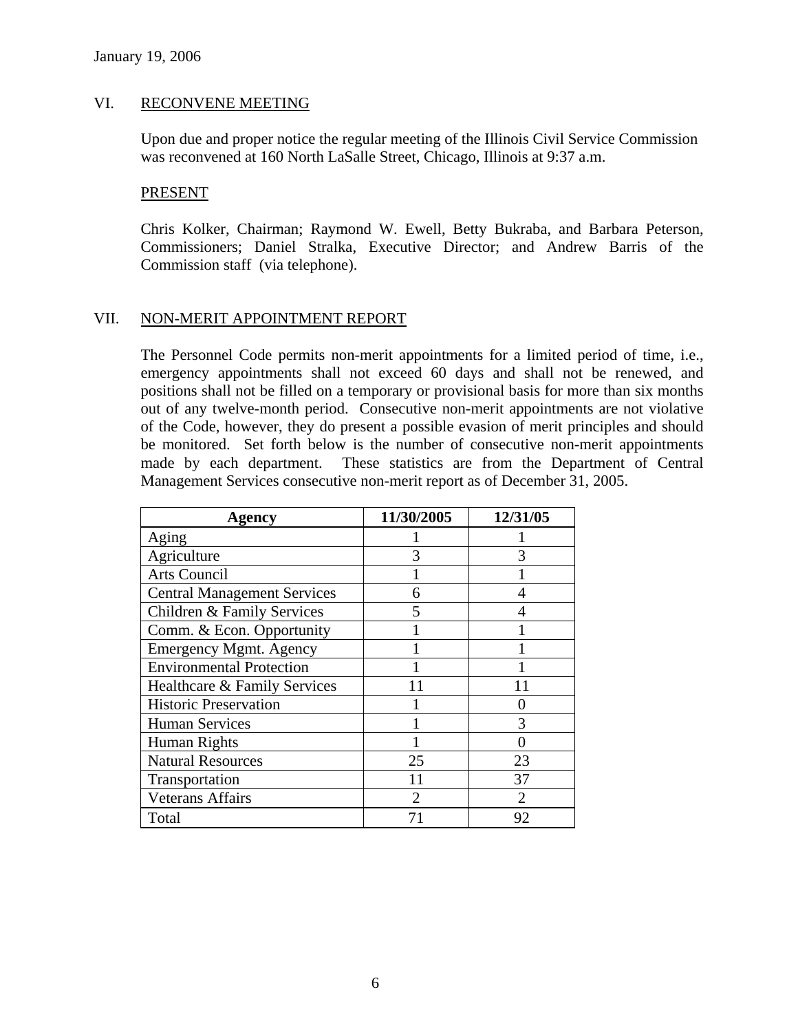January 19, 2006

## VI. RECONVENE MEETING

Upon due and proper notice the regular meeting of the Illinois Civil Service Commission was reconvened at 160 North LaSalle Street, Chicago, Illinois at 9:37 a.m.

### PRESENT

Chris Kolker, Chairman; Raymond W. Ewell, Betty Bukraba, and Barbara Peterson, Commissioners; Daniel Stralka, Executive Director; and Andrew Barris of the Commission staff (via telephone).

## VII. NON-MERIT APPOINTMENT REPORT

The Personnel Code permits non-merit appointments for a limited period of time, i.e., emergency appointments shall not exceed 60 days and shall not be renewed, and positions shall not be filled on a temporary or provisional basis for more than six months out of any twelve-month period. Consecutive non-merit appointments are not violative of the Code, however, they do present a possible evasion of merit principles and should be monitored. Set forth below is the number of consecutive non-merit appointments made by each department. These statistics are from the Department of Central Management Services consecutive non-merit report as of December 31, 2005.

| Agency | 11/30/2005 | 12/31/05 |
|---|---|---|
| Aging | 1 | 1 |
| Agriculture | 3 | 3 |
| Arts Council | 1 | 1 |
| Central Management Services | 6 | 4 |
| Children & Family Services | 5 | 4 |
| Comm. & Econ. Opportunity | 1 | 1 |
| Emergency Mgmt. Agency | 1 | 1 |
| Environmental Protection | 1 | 1 |
| Healthcare & Family Services | 11 | 11 |
| Historic Preservation | 1 | 0 |
| Human Services | 1 | 3 |
| Human Rights | 1 | 0 |
| Natural Resources | 25 | 23 |
| Transportation | 11 | 37 |
| Veterans Affairs | 2 | 2 |
| Total | 71 | 92 |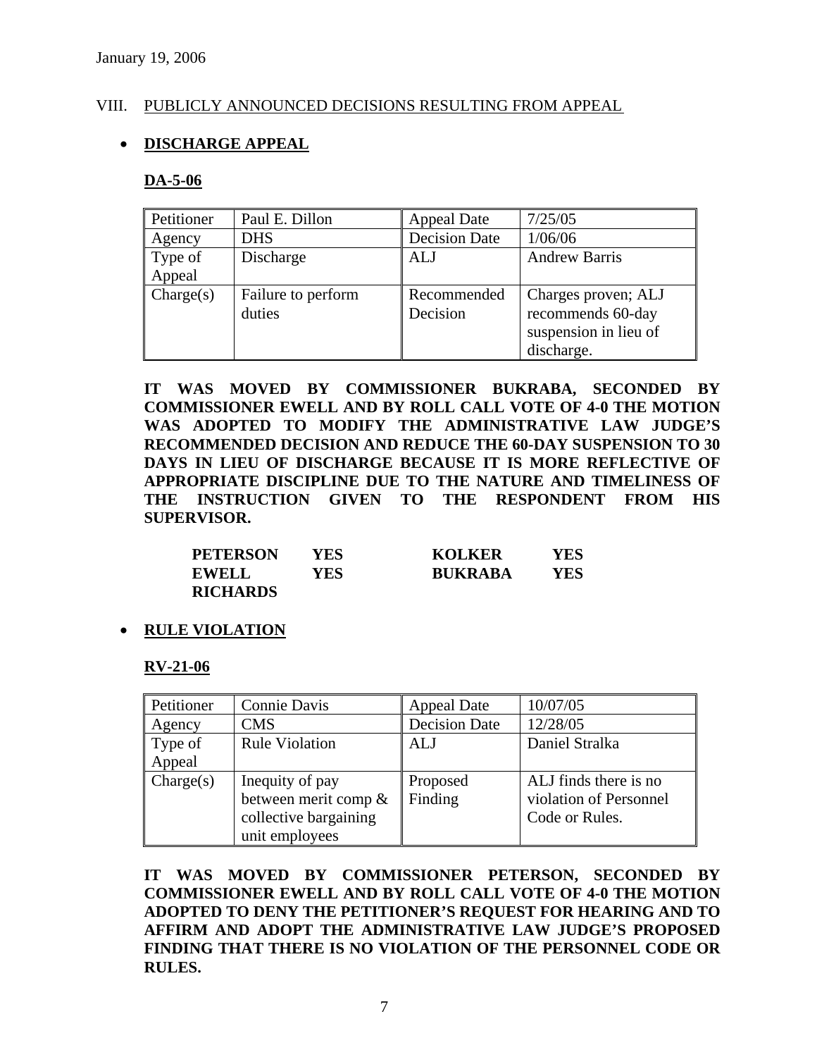January 19, 2006

VIII. PUBLICLY ANNOUNCED DECISIONS RESULTING FROM APPEAL

- **DISCHARGE APPEAL**

**DA-5-06**

| Petitioner | Paul E. Dillon | Appeal Date | 7/25/05 |
|---|---|---|---|
| Agency | DHS | Decision Date | 1/06/06 |
| Type of Appeal | Discharge | ALJ | Andrew Barris |
| Charge(s) | Failure to perform duties | Recommended Decision | Charges proven; ALJ recommends 60-day suspension in lieu of discharge. |

**IT WAS MOVED BY COMMISSIONER BUKRABA, SECONDED BY COMMISSIONER EWELL AND BY ROLL CALL VOTE OF 4-0 THE MOTION WAS ADOPTED TO MODIFY THE ADMINISTRATIVE LAW JUDGE'S RECOMMENDED DECISION AND REDUCE THE 60-DAY SUSPENSION TO 30 DAYS IN LIEU OF DISCHARGE BECAUSE IT IS MORE REFLECTIVE OF APPROPRIATE DISCIPLINE DUE TO THE NATURE AND TIMELINESS OF THE INSTRUCTION GIVEN TO THE RESPONDENT FROM HIS SUPERVISOR.**

| | | | |
|---|---|---|---|
| **PETERSON** | **YES** | **KOLKER** | **YES** |
| **EWELL** | **YES** | **BUKRABA** | **YES** |
| **RICHARDS** | | | |

- **RULE VIOLATION**

**RV-21-06**

| Petitioner | Connie Davis | Appeal Date | 10/07/05 |
|---|---|---|---|
| Agency | CMS | Decision Date | 12/28/05 |
| Type of Appeal | Rule Violation | ALJ | Daniel Stralka |
| Charge(s) | Inequity of pay between merit comp & collective bargaining unit employees | Proposed Finding | ALJ finds there is no violation of Personnel Code or Rules. |

**IT WAS MOVED BY COMMISSIONER PETERSON, SECONDED BY COMMISSIONER EWELL AND BY ROLL CALL VOTE OF 4-0 THE MOTION ADOPTED TO DENY THE PETITIONER'S REQUEST FOR HEARING AND TO AFFIRM AND ADOPT THE ADMINISTRATIVE LAW JUDGE'S PROPOSED FINDING THAT THERE IS NO VIOLATION OF THE PERSONNEL CODE OR RULES.**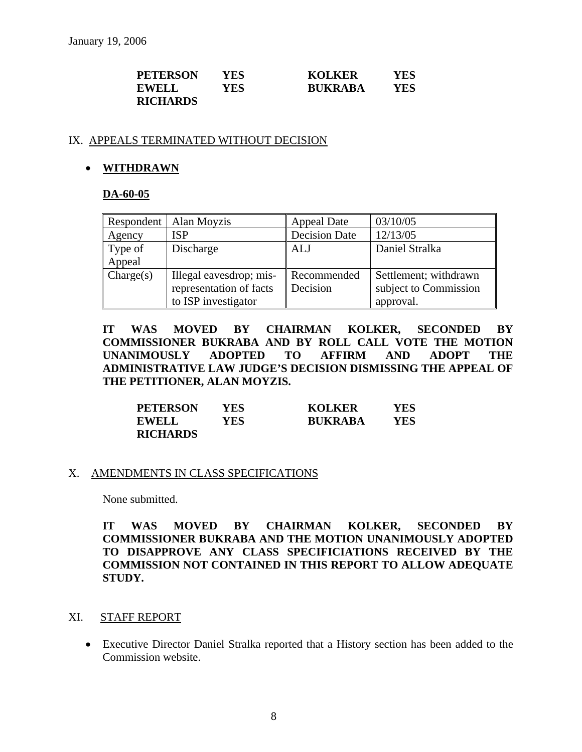January 19, 2006

| | | | |
|---|---|---|---|
| **PETERSON** | **YES** | **KOLKER** | **YES** |
| **EWELL** | **YES** | **BUKRABA** | **YES** |
| **RICHARDS** | | | |

IX. APPEALS TERMINATED WITHOUT DECISION

- **WITHDRAWN**

**DA-60-05**

| Respondent | Alan Moyzis | Appeal Date | 03/10/05 |
|---|---|---|---|
| Agency | ISP | Decision Date | 12/13/05 |
| Type of Appeal | Discharge | ALJ | Daniel Stralka |
| Charge(s) | Illegal eavesdrop; mis-representation of facts to ISP investigator | Recommended Decision | Settlement; withdrawn subject to Commission approval. |

**IT WAS MOVED BY CHAIRMAN KOLKER, SECONDED BY COMMISSIONER BUKRABA AND BY ROLL CALL VOTE THE MOTION UNANIMOUSLY ADOPTED TO AFFIRM AND ADOPT THE ADMINISTRATIVE LAW JUDGE'S DECISION DISMISSING THE APPEAL OF THE PETITIONER, ALAN MOYZIS.**

| | | | |
|---|---|---|---|
| **PETERSON** | **YES** | **KOLKER** | **YES** |
| **EWELL** | **YES** | **BUKRABA** | **YES** |
| **RICHARDS** | | | |

X. AMENDMENTS IN CLASS SPECIFICATIONS

None submitted.

**IT WAS MOVED BY CHAIRMAN KOLKER, SECONDED BY COMMISSIONER BUKRABA AND THE MOTION UNANIMOUSLY ADOPTED TO DISAPPROVE ANY CLASS SPECIFICIATIONS RECEIVED BY THE COMMISSION NOT CONTAINED IN THIS REPORT TO ALLOW ADEQUATE STUDY.**

XI. STAFF REPORT

- Executive Director Daniel Stralka reported that a History section has been added to the Commission website.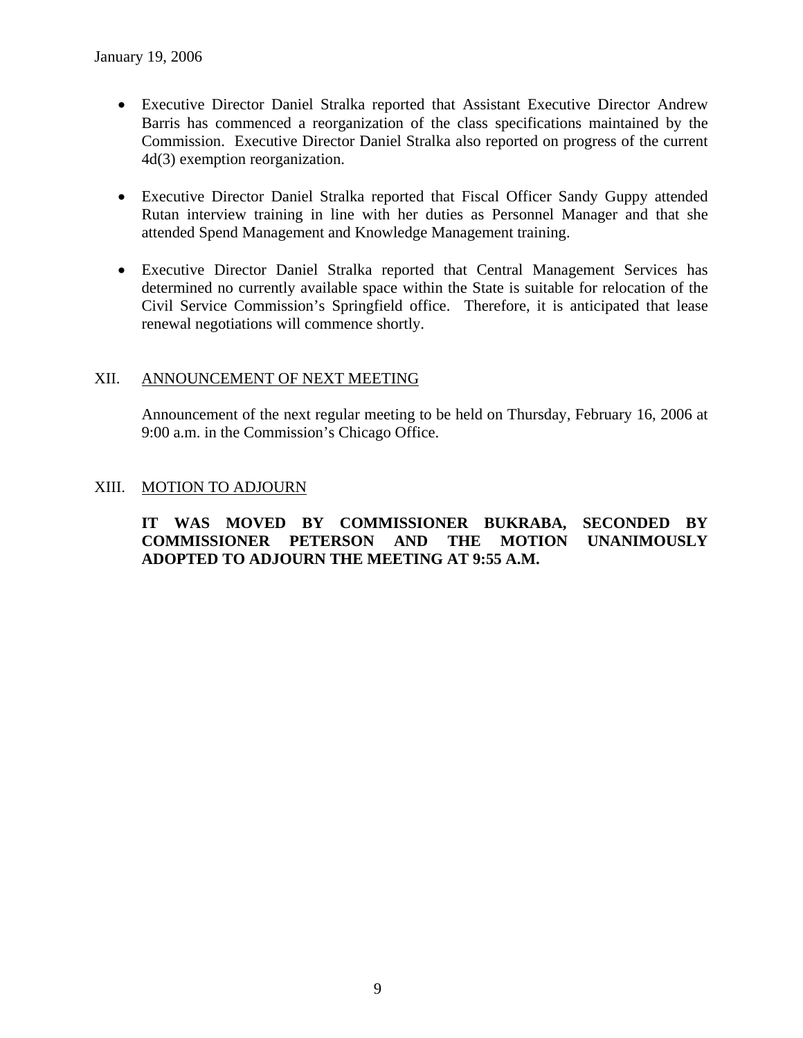- Executive Director Daniel Stralka reported that Assistant Executive Director Andrew Barris has commenced a reorganization of the class specifications maintained by the Commission. Executive Director Daniel Stralka also reported on progress of the current 4d(3) exemption reorganization.

- Executive Director Daniel Stralka reported that Fiscal Officer Sandy Guppy attended Rutan interview training in line with her duties as Personnel Manager and that she attended Spend Management and Knowledge Management training.

- Executive Director Daniel Stralka reported that Central Management Services has determined no currently available space within the State is suitable for relocation of the Civil Service Commission's Springfield office. Therefore, it is anticipated that lease renewal negotiations will commence shortly.

## XII. ANNOUNCEMENT OF NEXT MEETING

Announcement of the next regular meeting to be held on Thursday, February 16, 2006 at 9:00 a.m. in the Commission's Chicago Office.

## XIII. MOTION TO ADJOURN

**IT WAS MOVED BY COMMISSIONER BUKRABA, SECONDED BY COMMISSIONER PETERSON AND THE MOTION UNANIMOUSLY ADOPTED TO ADJOURN THE MEETING AT 9:55 A.M.**